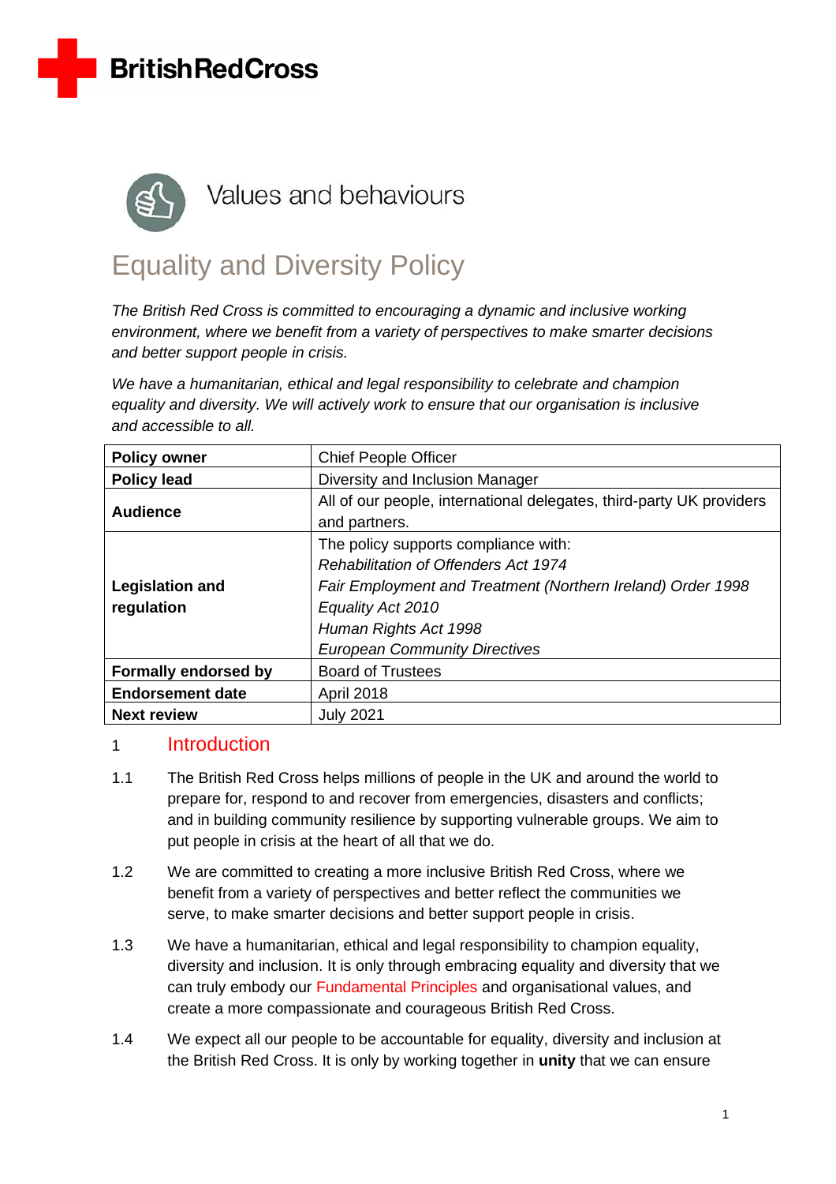British Red Cross

Values and behaviours

# Equality and Diversity Policy

*The British Red Cross is committed to encouraging a dynamic and inclusive working environment, where we benefit from a variety of perspectives to make smarter decisions and better support people in crisis.*

*We have a humanitarian, ethical and legal responsibility to celebrate and champion equality and diversity. We will actively work to ensure that our organisation is inclusive and accessible to all.*

| **Policy owner** | Chief People Officer |
|---|---|
| **Policy lead** | Diversity and Inclusion Manager |
| **Audience** | All of our people, international delegates, third-party UK providers and partners. |
| **Legislation and regulation** | The policy supports compliance with:<br>*Rehabilitation of Offenders Act 1974*<br>*Fair Employment and Treatment (Northern Ireland) Order 1998*<br>*Equality Act 2010*<br>*Human Rights Act 1998*<br>*European Community Directives* |
| **Formally endorsed by** | Board of Trustees |
| **Endorsement date** | April 2018 |
| **Next review** | July 2021 |

## 1 Introduction

1.1 The British Red Cross helps millions of people in the UK and around the world to prepare for, respond to and recover from emergencies, disasters and conflicts; and in building community resilience by supporting vulnerable groups. We aim to put people in crisis at the heart of all that we do.

1.2 We are committed to creating a more inclusive British Red Cross, where we benefit from a variety of perspectives and better reflect the communities we serve, to make smarter decisions and better support people in crisis.

1.3 We have a humanitarian, ethical and legal responsibility to champion equality, diversity and inclusion. It is only through embracing equality and diversity that we can truly embody our Fundamental Principles and organisational values, and create a more compassionate and courageous British Red Cross.

1.4 We expect all our people to be accountable for equality, diversity and inclusion at the British Red Cross. It is only by working together in **unity** that we can ensure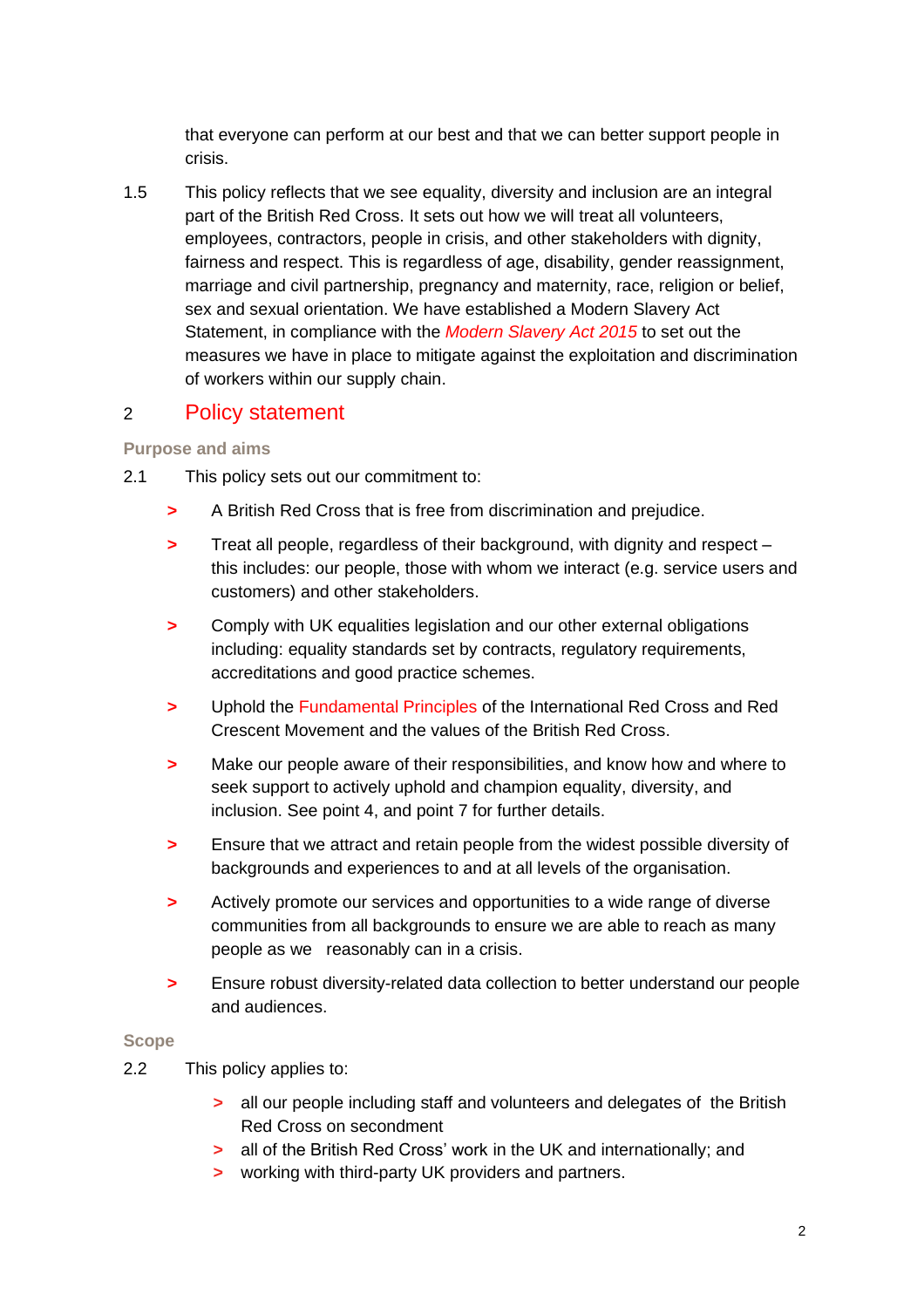that everyone can perform at our best and that we can better support people in crisis.

1.5 This policy reflects that we see equality, diversity and inclusion are an integral part of the British Red Cross. It sets out how we will treat all volunteers, employees, contractors, people in crisis, and other stakeholders with dignity, fairness and respect. This is regardless of age, disability, gender reassignment, marriage and civil partnership, pregnancy and maternity, race, religion or belief, sex and sexual orientation. We have established a Modern Slavery Act Statement, in compliance with the *Modern Slavery Act 2015* to set out the measures we have in place to mitigate against the exploitation and discrimination of workers within our supply chain.

## 2 Policy statement

### Purpose and aims

2.1 This policy sets out our commitment to:

> A British Red Cross that is free from discrimination and prejudice.

> Treat all people, regardless of their background, with dignity and respect – this includes: our people, those with whom we interact (e.g. service users and customers) and other stakeholders.

> Comply with UK equalities legislation and our other external obligations including: equality standards set by contracts, regulatory requirements, accreditations and good practice schemes.

> Uphold the Fundamental Principles of the International Red Cross and Red Crescent Movement and the values of the British Red Cross.

> Make our people aware of their responsibilities, and know how and where to seek support to actively uphold and champion equality, diversity, and inclusion. See point 4, and point 7 for further details.

> Ensure that we attract and retain people from the widest possible diversity of backgrounds and experiences to and at all levels of the organisation.

> Actively promote our services and opportunities to a wide range of diverse communities from all backgrounds to ensure we are able to reach as many people as we reasonably can in a crisis.

> Ensure robust diversity-related data collection to better understand our people and audiences.

### Scope

2.2 This policy applies to:

> all our people including staff and volunteers and delegates of the British Red Cross on secondment

> all of the British Red Cross' work in the UK and internationally; and

> working with third-party UK providers and partners.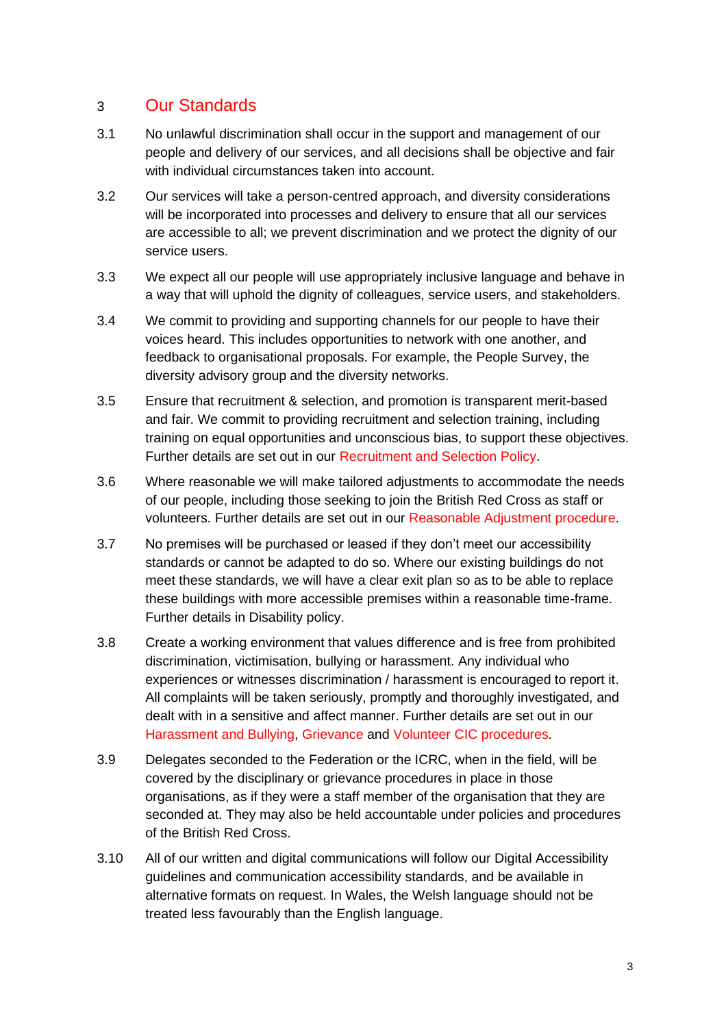## 3 Our Standards

3.1 No unlawful discrimination shall occur in the support and management of our people and delivery of our services, and all decisions shall be objective and fair with individual circumstances taken into account.

3.2 Our services will take a person-centred approach, and diversity considerations will be incorporated into processes and delivery to ensure that all our services are accessible to all; we prevent discrimination and we protect the dignity of our service users.

3.3 We expect all our people will use appropriately inclusive language and behave in a way that will uphold the dignity of colleagues, service users, and stakeholders.

3.4 We commit to providing and supporting channels for our people to have their voices heard. This includes opportunities to network with one another, and feedback to organisational proposals. For example, the People Survey, the diversity advisory group and the diversity networks.

3.5 Ensure that recruitment & selection, and promotion is transparent merit-based and fair. We commit to providing recruitment and selection training, including training on equal opportunities and unconscious bias, to support these objectives. Further details are set out in our Recruitment and Selection Policy.

3.6 Where reasonable we will make tailored adjustments to accommodate the needs of our people, including those seeking to join the British Red Cross as staff or volunteers. Further details are set out in our Reasonable Adjustment procedure.

3.7 No premises will be purchased or leased if they don't meet our accessibility standards or cannot be adapted to do so. Where our existing buildings do not meet these standards, we will have a clear exit plan so as to be able to replace these buildings with more accessible premises within a reasonable time-frame. Further details in Disability policy.

3.8 Create a working environment that values difference and is free from prohibited discrimination, victimisation, bullying or harassment. Any individual who experiences or witnesses discrimination / harassment is encouraged to report it. All complaints will be taken seriously, promptly and thoroughly investigated, and dealt with in a sensitive and affect manner. Further details are set out in our Harassment and Bullying, Grievance and Volunteer CIC procedures.

3.9 Delegates seconded to the Federation or the ICRC, when in the field, will be covered by the disciplinary or grievance procedures in place in those organisations, as if they were a staff member of the organisation that they are seconded at. They may also be held accountable under policies and procedures of the British Red Cross.

3.10 All of our written and digital communications will follow our Digital Accessibility guidelines and communication accessibility standards, and be available in alternative formats on request. In Wales, the Welsh language should not be treated less favourably than the English language.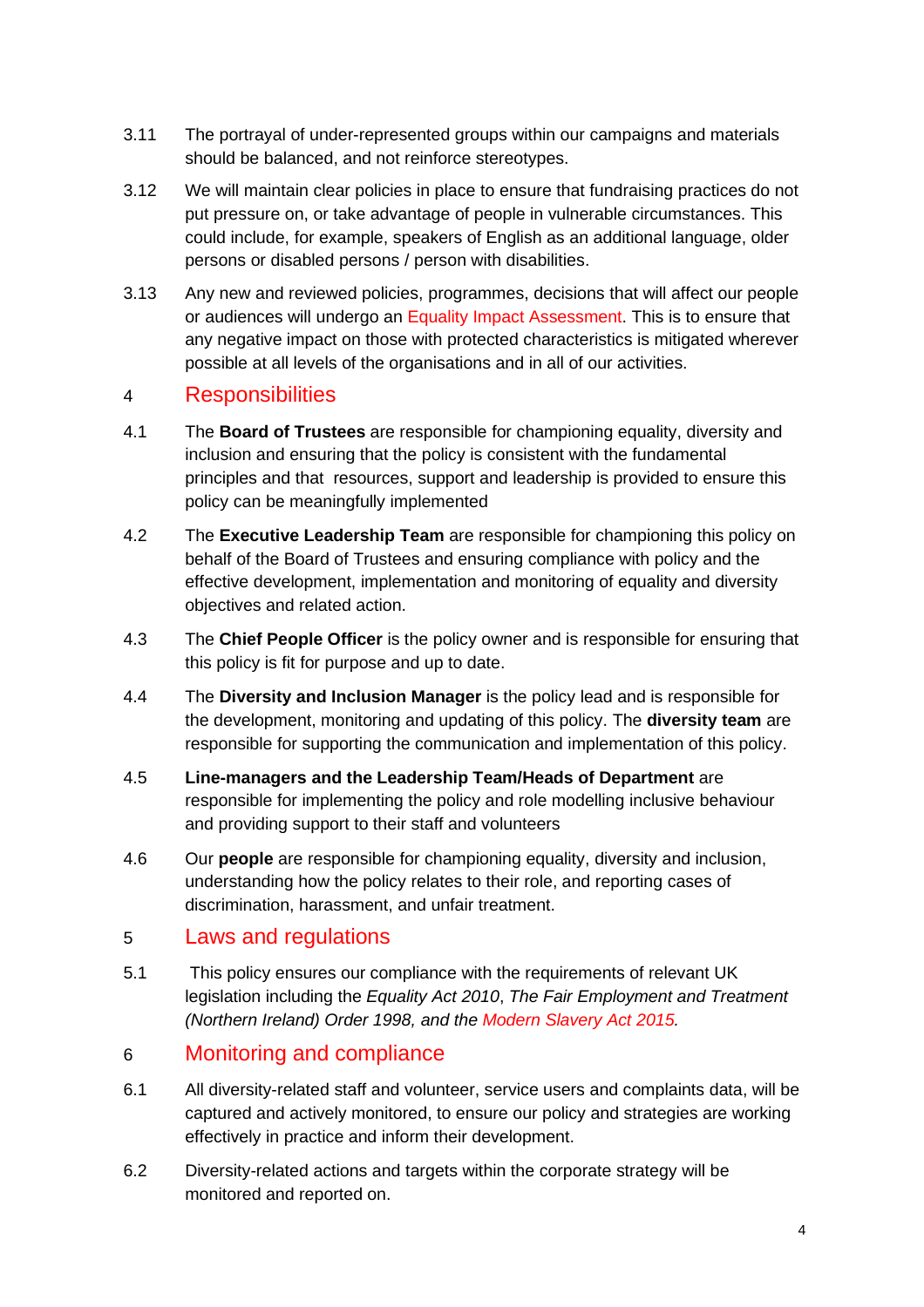3.11 The portrayal of under-represented groups within our campaigns and materials should be balanced, and not reinforce stereotypes.

3.12 We will maintain clear policies in place to ensure that fundraising practices do not put pressure on, or take advantage of people in vulnerable circumstances. This could include, for example, speakers of English as an additional language, older persons or disabled persons / person with disabilities.

3.13 Any new and reviewed policies, programmes, decisions that will affect our people or audiences will undergo an Equality Impact Assessment. This is to ensure that any negative impact on those with protected characteristics is mitigated wherever possible at all levels of the organisations and in all of our activities.

## 4 Responsibilities

4.1 The **Board of Trustees** are responsible for championing equality, diversity and inclusion and ensuring that the policy is consistent with the fundamental principles and that resources, support and leadership is provided to ensure this policy can be meaningfully implemented

4.2 The **Executive Leadership Team** are responsible for championing this policy on behalf of the Board of Trustees and ensuring compliance with policy and the effective development, implementation and monitoring of equality and diversity objectives and related action.

4.3 The **Chief People Officer** is the policy owner and is responsible for ensuring that this policy is fit for purpose and up to date.

4.4 The **Diversity and Inclusion Manager** is the policy lead and is responsible for the development, monitoring and updating of this policy. The **diversity team** are responsible for supporting the communication and implementation of this policy.

4.5 **Line-managers and the Leadership Team/Heads of Department** are responsible for implementing the policy and role modelling inclusive behaviour and providing support to their staff and volunteers

4.6 Our **people** are responsible for championing equality, diversity and inclusion, understanding how the policy relates to their role, and reporting cases of discrimination, harassment, and unfair treatment.

## 5 Laws and regulations

5.1 This policy ensures our compliance with the requirements of relevant UK legislation including the *Equality Act 2010*, *The Fair Employment and Treatment (Northern Ireland) Order 1998, and the Modern Slavery Act 2015.*

## 6 Monitoring and compliance

6.1 All diversity-related staff and volunteer, service users and complaints data, will be captured and actively monitored, to ensure our policy and strategies are working effectively in practice and inform their development.

6.2 Diversity-related actions and targets within the corporate strategy will be monitored and reported on.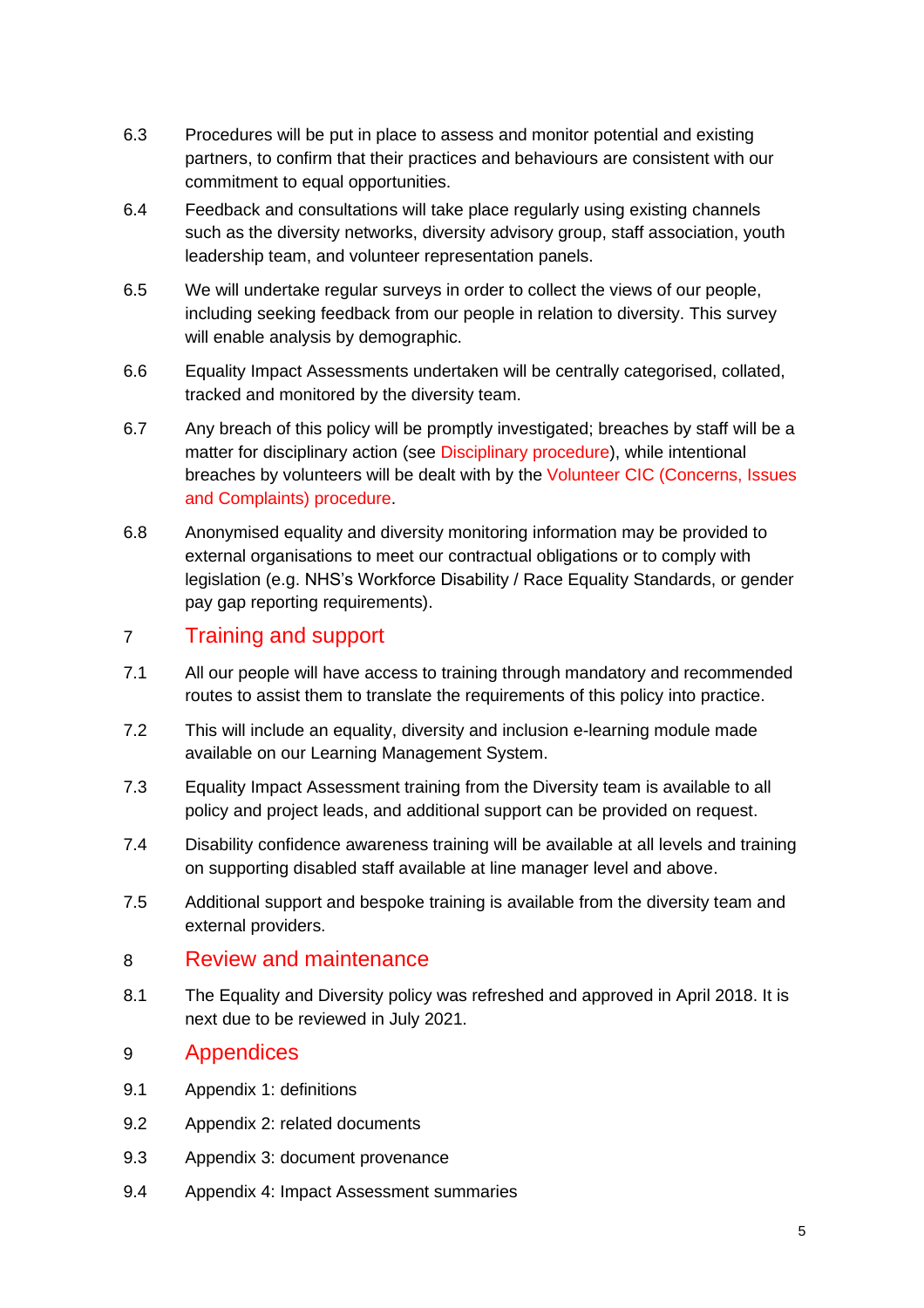6.3 Procedures will be put in place to assess and monitor potential and existing partners, to confirm that their practices and behaviours are consistent with our commitment to equal opportunities.

6.4 Feedback and consultations will take place regularly using existing channels such as the diversity networks, diversity advisory group, staff association, youth leadership team, and volunteer representation panels.

6.5 We will undertake regular surveys in order to collect the views of our people, including seeking feedback from our people in relation to diversity. This survey will enable analysis by demographic.

6.6 Equality Impact Assessments undertaken will be centrally categorised, collated, tracked and monitored by the diversity team.

6.7 Any breach of this policy will be promptly investigated; breaches by staff will be a matter for disciplinary action (see Disciplinary procedure), while intentional breaches by volunteers will be dealt with by the Volunteer CIC (Concerns, Issues and Complaints) procedure.

6.8 Anonymised equality and diversity monitoring information may be provided to external organisations to meet our contractual obligations or to comply with legislation (e.g. NHS's Workforce Disability / Race Equality Standards, or gender pay gap reporting requirements).

## 7 Training and support

7.1 All our people will have access to training through mandatory and recommended routes to assist them to translate the requirements of this policy into practice.

7.2 This will include an equality, diversity and inclusion e-learning module made available on our Learning Management System.

7.3 Equality Impact Assessment training from the Diversity team is available to all policy and project leads, and additional support can be provided on request.

7.4 Disability confidence awareness training will be available at all levels and training on supporting disabled staff available at line manager level and above.

7.5 Additional support and bespoke training is available from the diversity team and external providers.

## 8 Review and maintenance

8.1 The Equality and Diversity policy was refreshed and approved in April 2018. It is next due to be reviewed in July 2021.

## 9 Appendices

9.1 Appendix 1: definitions

9.2 Appendix 2: related documents

9.3 Appendix 3: document provenance

9.4 Appendix 4: Impact Assessment summaries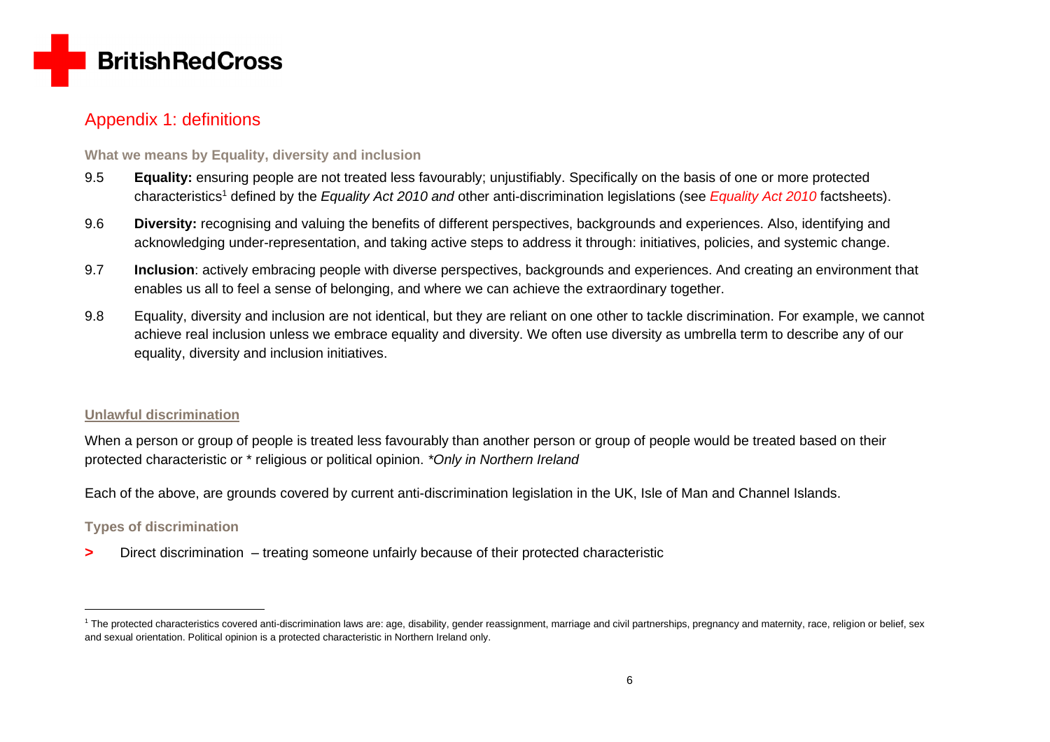## Appendix 1: definitions

### What we means by Equality, diversity and inclusion

9.5 **Equality:** ensuring people are not treated less favourably; unjustifiably. Specifically on the basis of one or more protected characteristics[1] defined by the *Equality Act 2010 and* other anti-discrimination legislations (see *Equality Act 2010* factsheets).

9.6 **Diversity:** recognising and valuing the benefits of different perspectives, backgrounds and experiences. Also, identifying and acknowledging under-representation, and taking active steps to address it through: initiatives, policies, and systemic change.

9.7 **Inclusion**: actively embracing people with diverse perspectives, backgrounds and experiences. And creating an environment that enables us all to feel a sense of belonging, and where we can achieve the extraordinary together.

9.8 Equality, diversity and inclusion are not identical, but they are reliant on one other to tackle discrimination. For example, we cannot achieve real inclusion unless we embrace equality and diversity. We often use diversity as umbrella term to describe any of our equality, diversity and inclusion initiatives.

### Unlawful discrimination

When a person or group of people is treated less favourably than another person or group of people would be treated based on their protected characteristic or * religious or political opinion. *\*Only in Northern Ireland*

Each of the above, are grounds covered by current anti-discrimination legislation in the UK, Isle of Man and Channel Islands.

### Types of discrimination

- Direct discrimination – treating someone unfairly because of their protected characteristic

---

[1] The protected characteristics covered anti-discrimination laws are: age, disability, gender reassignment, marriage and civil partnerships, pregnancy and maternity, race, religion or belief, sex and sexual orientation. Political opinion is a protected characteristic in Northern Ireland only.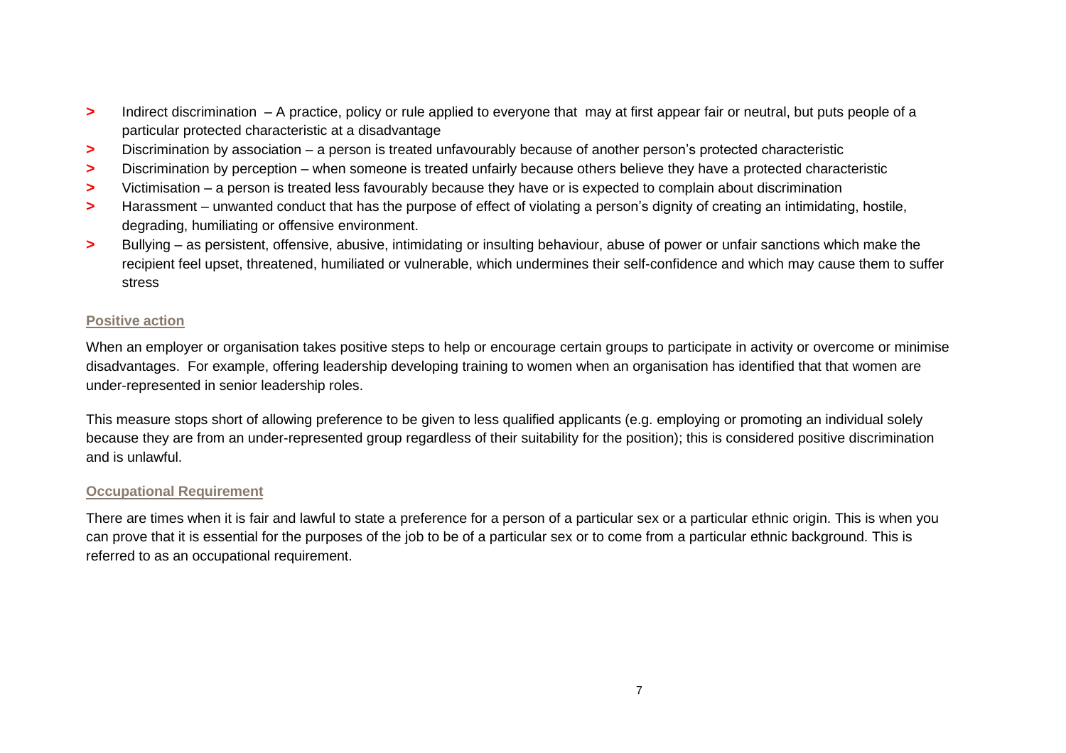- Indirect discrimination – A practice, policy or rule applied to everyone that may at first appear fair or neutral, but puts people of a particular protected characteristic at a disadvantage
- Discrimination by association – a person is treated unfavourably because of another person's protected characteristic
- Discrimination by perception – when someone is treated unfairly because others believe they have a protected characteristic
- Victimisation – a person is treated less favourably because they have or is expected to complain about discrimination
- Harassment – unwanted conduct that has the purpose of effect of violating a person's dignity of creating an intimidating, hostile, degrading, humiliating or offensive environment.
- Bullying – as persistent, offensive, abusive, intimidating or insulting behaviour, abuse of power or unfair sanctions which make the recipient feel upset, threatened, humiliated or vulnerable, which undermines their self-confidence and which may cause them to suffer stress

## Positive action

When an employer or organisation takes positive steps to help or encourage certain groups to participate in activity or overcome or minimise disadvantages. For example, offering leadership developing training to women when an organisation has identified that that women are under-represented in senior leadership roles.

This measure stops short of allowing preference to be given to less qualified applicants (e.g. employing or promoting an individual solely because they are from an under-represented group regardless of their suitability for the position); this is considered positive discrimination and is unlawful.

## Occupational Requirement

There are times when it is fair and lawful to state a preference for a person of a particular sex or a particular ethnic origin. This is when you can prove that it is essential for the purposes of the job to be of a particular sex or to come from a particular ethnic background. This is referred to as an occupational requirement.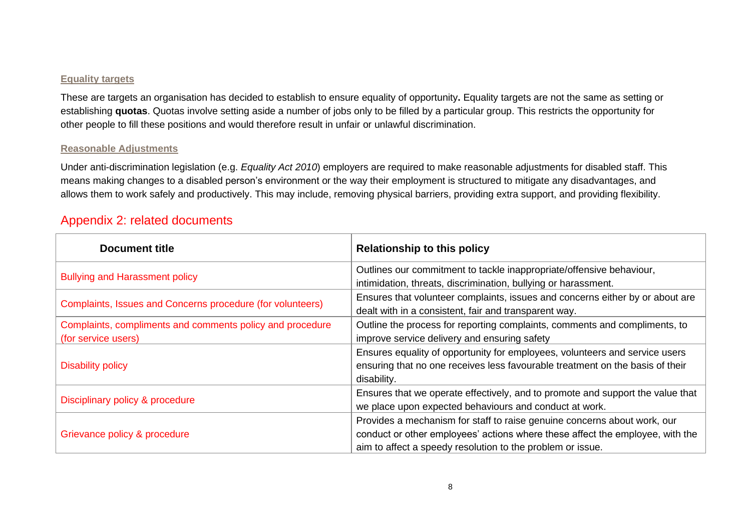### Equality targets

These are targets an organisation has decided to establish to ensure equality of opportunity**.** Equality targets are not the same as setting or establishing **quotas**. Quotas involve setting aside a number of jobs only to be filled by a particular group. This restricts the opportunity for other people to fill these positions and would therefore result in unfair or unlawful discrimination.

### Reasonable Adjustments

Under anti-discrimination legislation (e.g. *Equality Act 2010*) employers are required to make reasonable adjustments for disabled staff. This means making changes to a disabled person's environment or the way their employment is structured to mitigate any disadvantages, and allows them to work safely and productively. This may include, removing physical barriers, providing extra support, and providing flexibility.

## Appendix 2: related documents

| Document title | Relationship to this policy |
| --- | --- |
| Bullying and Harassment policy | Outlines our commitment to tackle inappropriate/offensive behaviour, intimidation, threats, discrimination, bullying or harassment. |
| Complaints, Issues and Concerns procedure (for volunteers) | Ensures that volunteer complaints, issues and concerns either by or about are dealt with in a consistent, fair and transparent way. |
| Complaints, compliments and comments policy and procedure (for service users) | Outline the process for reporting complaints, comments and compliments, to improve service delivery and ensuring safety |
| Disability policy | Ensures equality of opportunity for employees, volunteers and service users ensuring that no one receives less favourable treatment on the basis of their disability. |
| Disciplinary policy & procedure | Ensures that we operate effectively, and to promote and support the value that we place upon expected behaviours and conduct at work. |
| Grievance policy & procedure | Provides a mechanism for staff to raise genuine concerns about work, our conduct or other employees' actions where these affect the employee, with the aim to affect a speedy resolution to the problem or issue. |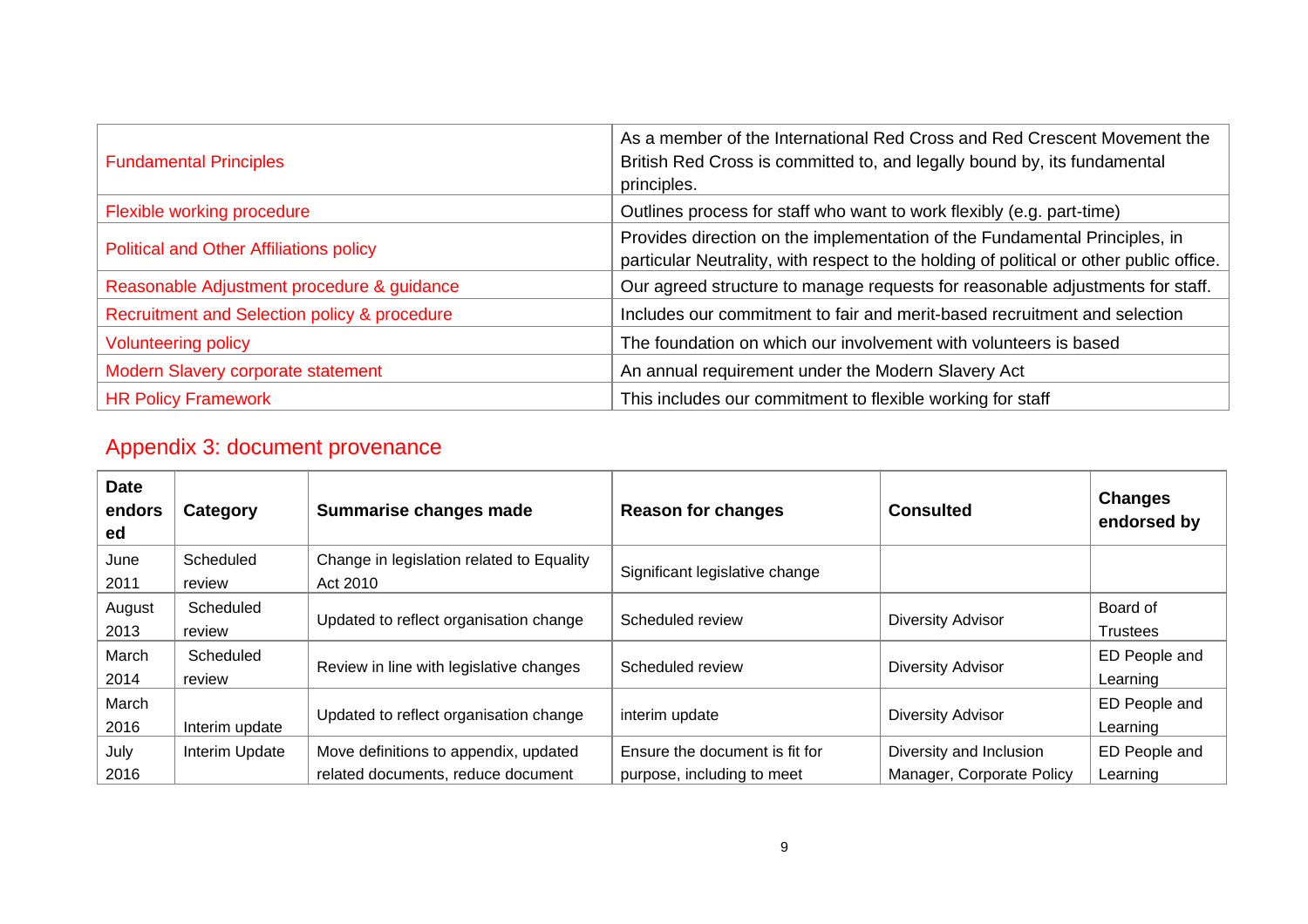| | |
|---|---|
| Fundamental Principles | As a member of the International Red Cross and Red Crescent Movement the British Red Cross is committed to, and legally bound by, its fundamental principles. |
| Flexible working procedure | Outlines process for staff who want to work flexibly (e.g. part-time) |
| Political and Other Affiliations policy | Provides direction on the implementation of the Fundamental Principles, in particular Neutrality, with respect to the holding of political or other public office. |
| Reasonable Adjustment procedure & guidance | Our agreed structure to manage requests for reasonable adjustments for staff. |
| Recruitment and Selection policy & procedure | Includes our commitment to fair and merit-based recruitment and selection |
| Volunteering policy | The foundation on which our involvement with volunteers is based |
| Modern Slavery corporate statement | An annual requirement under the Modern Slavery Act |
| HR Policy Framework | This includes our commitment to flexible working for staff |

## Appendix 3: document provenance

| Date endorsed | Category | Summarise changes made | Reason for changes | Consulted | Changes endorsed by |
|---|---|---|---|---|---|
| June 2011 | Scheduled review | Change in legislation related to Equality Act 2010 | Significant legislative change | | |
| August 2013 | Scheduled review | Updated to reflect organisation change | Scheduled review | Diversity Advisor | Board of Trustees |
| March 2014 | Scheduled review | Review in line with legislative changes | Scheduled review | Diversity Advisor | ED People and Learning |
| March 2016 | Interim update | Updated to reflect organisation change | interim update | Diversity Advisor | ED People and Learning |
| July 2016 | Interim Update | Move definitions to appendix, updated related documents, reduce document | Ensure the document is fit for purpose, including to meet | Diversity and Inclusion Manager, Corporate Policy | ED People and Learning |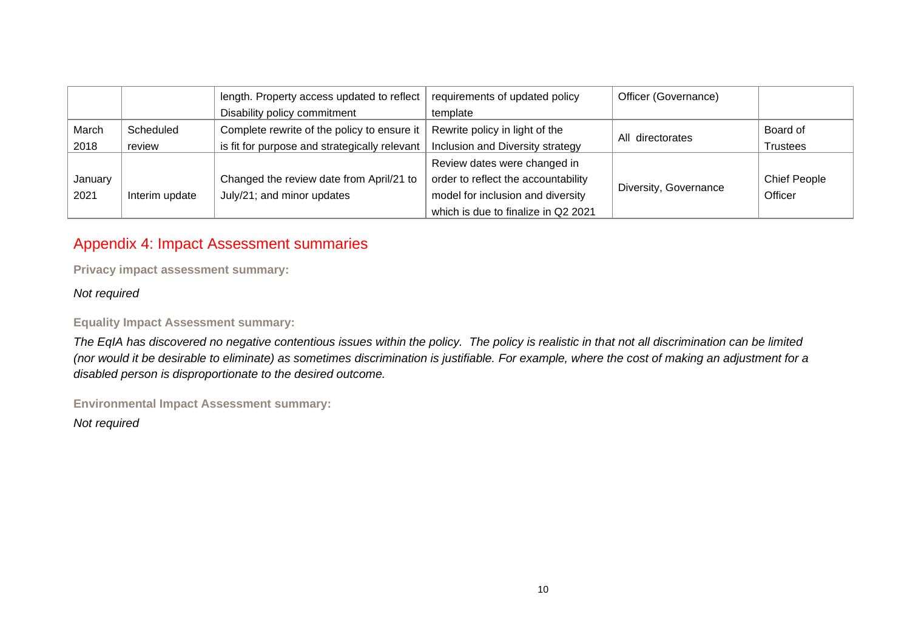| | | | | | |
|---|---|---|---|---|---|
| | | length. Property access updated to reflect Disability policy commitment | requirements of updated policy template | Officer (Governance) | |
| March 2018 | Scheduled review | Complete rewrite of the policy to ensure it is fit for purpose and strategically relevant | Rewrite policy in light of the Inclusion and Diversity strategy | All directorates | Board of Trustees |
| January 2021 | Interim update | Changed the review date from April/21 to July/21; and minor updates | Review dates were changed in order to reflect the accountability model for inclusion and diversity which is due to finalize in Q2 2021 | Diversity, Governance | Chief People Officer |

## Appendix 4: Impact Assessment summaries

**Privacy impact assessment summary:**

*Not required*

**Equality Impact Assessment summary:**

*The EqIA has discovered no negative contentious issues within the policy. The policy is realistic in that not all discrimination can be limited (nor would it be desirable to eliminate) as sometimes discrimination is justifiable. For example, where the cost of making an adjustment for a disabled person is disproportionate to the desired outcome.*

**Environmental Impact Assessment summary:**

*Not required*